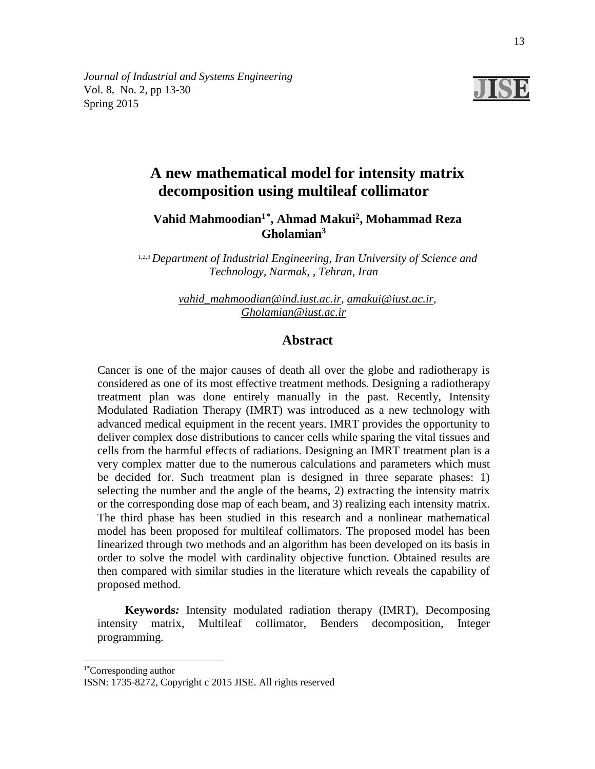*Journal of Industrial and Systems Engineering*
Vol. 8, No. 2, pp 13-30
Spring 2015

# A new mathematical model for intensity matrix decomposition using multileaf collimator

**Vahid Mahmoodian[1*], Ahmad Makui[2], Mohammad Reza Gholamian[3]**

[1,2,3] *Department of Industrial Engineering, Iran University of Science and Technology, Narmak, , Tehran, Iran*

*vahid_mahmoodian@ind.iust.ac.ir, amakui@iust.ac.ir, Gholamian@iust.ac.ir*

## Abstract

Cancer is one of the major causes of death all over the globe and radiotherapy is considered as one of its most effective treatment methods. Designing a radiotherapy treatment plan was done entirely manually in the past. Recently, Intensity Modulated Radiation Therapy (IMRT) was introduced as a new technology with advanced medical equipment in the recent years. IMRT provides the opportunity to deliver complex dose distributions to cancer cells while sparing the vital tissues and cells from the harmful effects of radiations. Designing an IMRT treatment plan is a very complex matter due to the numerous calculations and parameters which must be decided for. Such treatment plan is designed in three separate phases: 1) selecting the number and the angle of the beams, 2) extracting the intensity matrix or the corresponding dose map of each beam, and 3) realizing each intensity matrix. The third phase has been studied in this research and a nonlinear mathematical model has been proposed for multileaf collimators. The proposed model has been linearized through two methods and an algorithm has been developed on its basis in order to solve the model with cardinality objective function. Obtained results are then compared with similar studies in the literature which reveals the capability of proposed method.

**Keywords:** Intensity modulated radiation therapy (IMRT), Decomposing intensity matrix, Multileaf collimator, Benders decomposition, Integer programming.

---

[1*]Corresponding author
ISSN: 1735-8272, Copyright c 2015 JISE. All rights reserved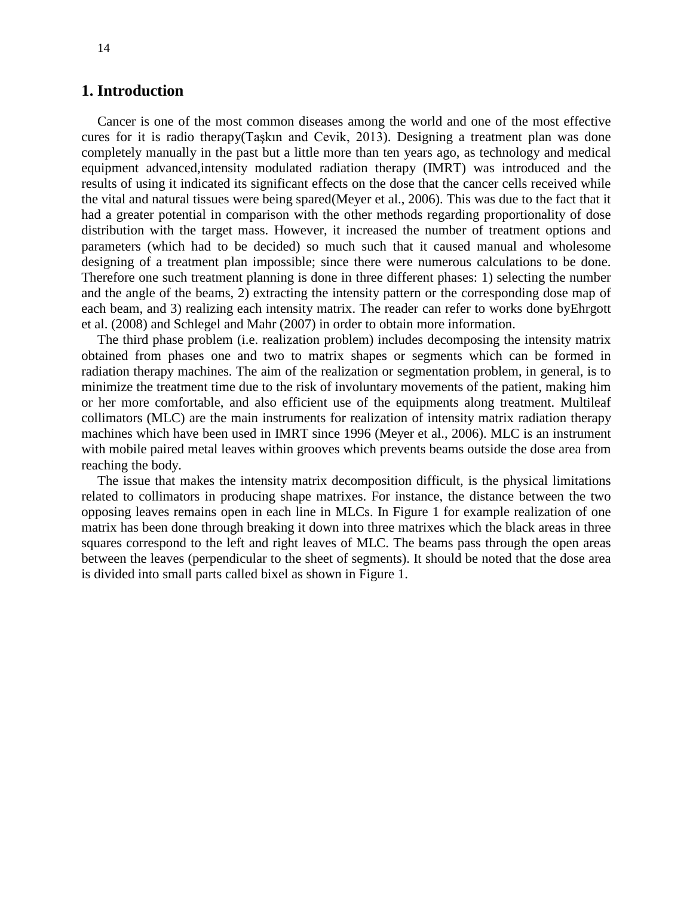# 1. Introduction

Cancer is one of the most common diseases among the world and one of the most effective cures for it is radio therapy(Taşkın and Cevik, 2013). Designing a treatment plan was done completely manually in the past but a little more than ten years ago, as technology and medical equipment advanced,intensity modulated radiation therapy (IMRT) was introduced and the results of using it indicated its significant effects on the dose that the cancer cells received while the vital and natural tissues were being spared(Meyer et al., 2006). This was due to the fact that it had a greater potential in comparison with the other methods regarding proportionality of dose distribution with the target mass. However, it increased the number of treatment options and parameters (which had to be decided) so much such that it caused manual and wholesome designing of a treatment plan impossible; since there were numerous calculations to be done. Therefore one such treatment planning is done in three different phases: 1) selecting the number and the angle of the beams, 2) extracting the intensity pattern or the corresponding dose map of each beam, and 3) realizing each intensity matrix. The reader can refer to works done byEhrgott et al. (2008) and Schlegel and Mahr (2007) in order to obtain more information.

The third phase problem (i.e. realization problem) includes decomposing the intensity matrix obtained from phases one and two to matrix shapes or segments which can be formed in radiation therapy machines. The aim of the realization or segmentation problem, in general, is to minimize the treatment time due to the risk of involuntary movements of the patient, making him or her more comfortable, and also efficient use of the equipments along treatment. Multileaf collimators (MLC) are the main instruments for realization of intensity matrix radiation therapy machines which have been used in IMRT since 1996 (Meyer et al., 2006). MLC is an instrument with mobile paired metal leaves within grooves which prevents beams outside the dose area from reaching the body.

The issue that makes the intensity matrix decomposition difficult, is the physical limitations related to collimators in producing shape matrixes. For instance, the distance between the two opposing leaves remains open in each line in MLCs. In Figure 1 for example realization of one matrix has been done through breaking it down into three matrixes which the black areas in three squares correspond to the left and right leaves of MLC. The beams pass through the open areas between the leaves (perpendicular to the sheet of segments). It should be noted that the dose area is divided into small parts called bixel as shown in Figure 1.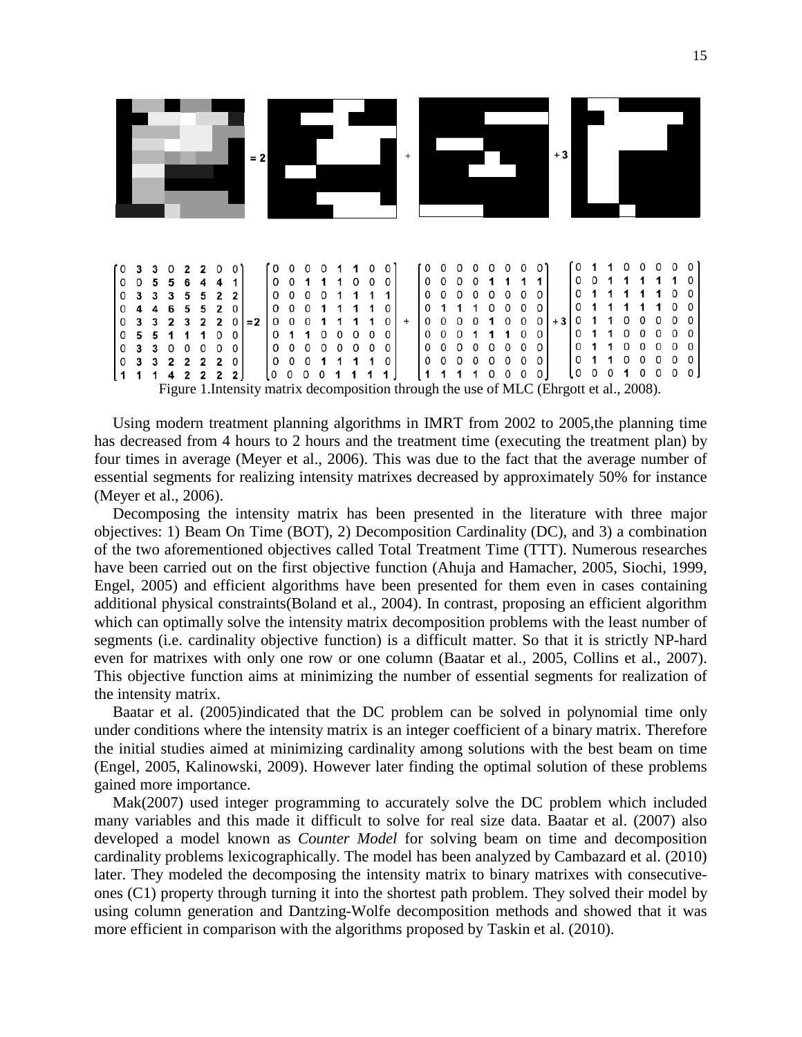$$
\begin{bmatrix}
0 & 3 & 3 & 0 & 2 & 2 & 0 & 0 \\
0 & 0 & 5 & 5 & 6 & 4 & 4 & 1 \\
0 & 3 & 3 & 3 & 5 & 5 & 2 & 2 \\
0 & 4 & 4 & 6 & 5 & 5 & 2 & 0 \\
0 & 3 & 3 & 2 & 3 & 2 & 2 & 0 \\
0 & 5 & 5 & 1 & 1 & 1 & 0 & 0 \\
0 & 3 & 3 & 0 & 0 & 0 & 0 & 0 \\
0 & 3 & 3 & 2 & 2 & 2 & 2 & 0 \\
1 & 1 & 1 & 4 & 2 & 2 & 2 & 2
\end{bmatrix}
= 2
\begin{bmatrix}
0 & 0 & 0 & 0 & 1 & 1 & 0 & 0 \\
0 & 0 & 1 & 1 & 1 & 0 & 0 & 0 \\
0 & 0 & 0 & 0 & 1 & 1 & 1 & 1 \\
0 & 0 & 0 & 1 & 1 & 1 & 1 & 0 \\
0 & 0 & 0 & 1 & 1 & 1 & 1 & 0 \\
0 & 1 & 1 & 0 & 0 & 0 & 0 & 0 \\
0 & 0 & 0 & 0 & 0 & 0 & 0 & 0 \\
0 & 0 & 0 & 1 & 1 & 1 & 1 & 0 \\
0 & 0 & 0 & 0 & 1 & 1 & 1 & 1
\end{bmatrix}
+
\begin{bmatrix}
0 & 0 & 0 & 0 & 0 & 0 & 0 & 0 \\
0 & 0 & 0 & 0 & 1 & 1 & 1 & 1 \\
0 & 0 & 0 & 0 & 0 & 0 & 0 & 0 \\
0 & 1 & 1 & 1 & 0 & 0 & 0 & 0 \\
0 & 0 & 0 & 0 & 1 & 0 & 0 & 0 \\
0 & 0 & 0 & 1 & 1 & 1 & 0 & 0 \\
0 & 0 & 0 & 0 & 0 & 0 & 0 & 0 \\
0 & 0 & 0 & 0 & 0 & 0 & 0 & 0 \\
1 & 1 & 1 & 1 & 0 & 0 & 0 & 0
\end{bmatrix}
+ 3
\begin{bmatrix}
0 & 1 & 1 & 0 & 0 & 0 & 0 & 0 \\
0 & 0 & 1 & 1 & 1 & 1 & 1 & 0 \\
0 & 1 & 1 & 1 & 1 & 1 & 0 & 0 \\
0 & 1 & 1 & 1 & 1 & 1 & 0 & 0 \\
0 & 1 & 1 & 0 & 0 & 0 & 0 & 0 \\
0 & 1 & 1 & 0 & 0 & 0 & 0 & 0 \\
0 & 1 & 1 & 0 & 0 & 0 & 0 & 0 \\
0 & 1 & 1 & 0 & 0 & 0 & 0 & 0 \\
0 & 0 & 0 & 1 & 0 & 0 & 0 & 0
\end{bmatrix}
$$

Figure 1.Intensity matrix decomposition through the use of MLC (Ehrgott et al., 2008).

Using modern treatment planning algorithms in IMRT from 2002 to 2005,the planning time has decreased from 4 hours to 2 hours and the treatment time (executing the treatment plan) by four times in average (Meyer et al., 2006). This was due to the fact that the average number of essential segments for realizing intensity matrixes decreased by approximately 50% for instance (Meyer et al., 2006).

Decomposing the intensity matrix has been presented in the literature with three major objectives: 1) Beam On Time (BOT), 2) Decomposition Cardinality (DC), and 3) a combination of the two aforementioned objectives called Total Treatment Time (TTT). Numerous researches have been carried out on the first objective function (Ahuja and Hamacher, 2005, Siochi, 1999, Engel, 2005) and efficient algorithms have been presented for them even in cases containing additional physical constraints(Boland et al., 2004). In contrast, proposing an efficient algorithm which can optimally solve the intensity matrix decomposition problems with the least number of segments (i.e. cardinality objective function) is a difficult matter. So that it is strictly NP-hard even for matrixes with only one row or one column (Baatar et al., 2005, Collins et al., 2007). This objective function aims at minimizing the number of essential segments for realization of the intensity matrix.

Baatar et al. (2005)indicated that the DC problem can be solved in polynomial time only under conditions where the intensity matrix is an integer coefficient of a binary matrix. Therefore the initial studies aimed at minimizing cardinality among solutions with the best beam on time (Engel, 2005, Kalinowski, 2009). However later finding the optimal solution of these problems gained more importance.

Mak(2007) used integer programming to accurately solve the DC problem which included many variables and this made it difficult to solve for real size data. Baatar et al. (2007) also developed a model known as *Counter Model* for solving beam on time and decomposition cardinality problems lexicographically. The model has been analyzed by Cambazard et al. (2010) later. They modeled the decomposing the intensity matrix to binary matrixes with consecutive-ones (C1) property through turning it into the shortest path problem. They solved their model by using column generation and Dantzing-Wolfe decomposition methods and showed that it was more efficient in comparison with the algorithms proposed by Taskin et al. (2010).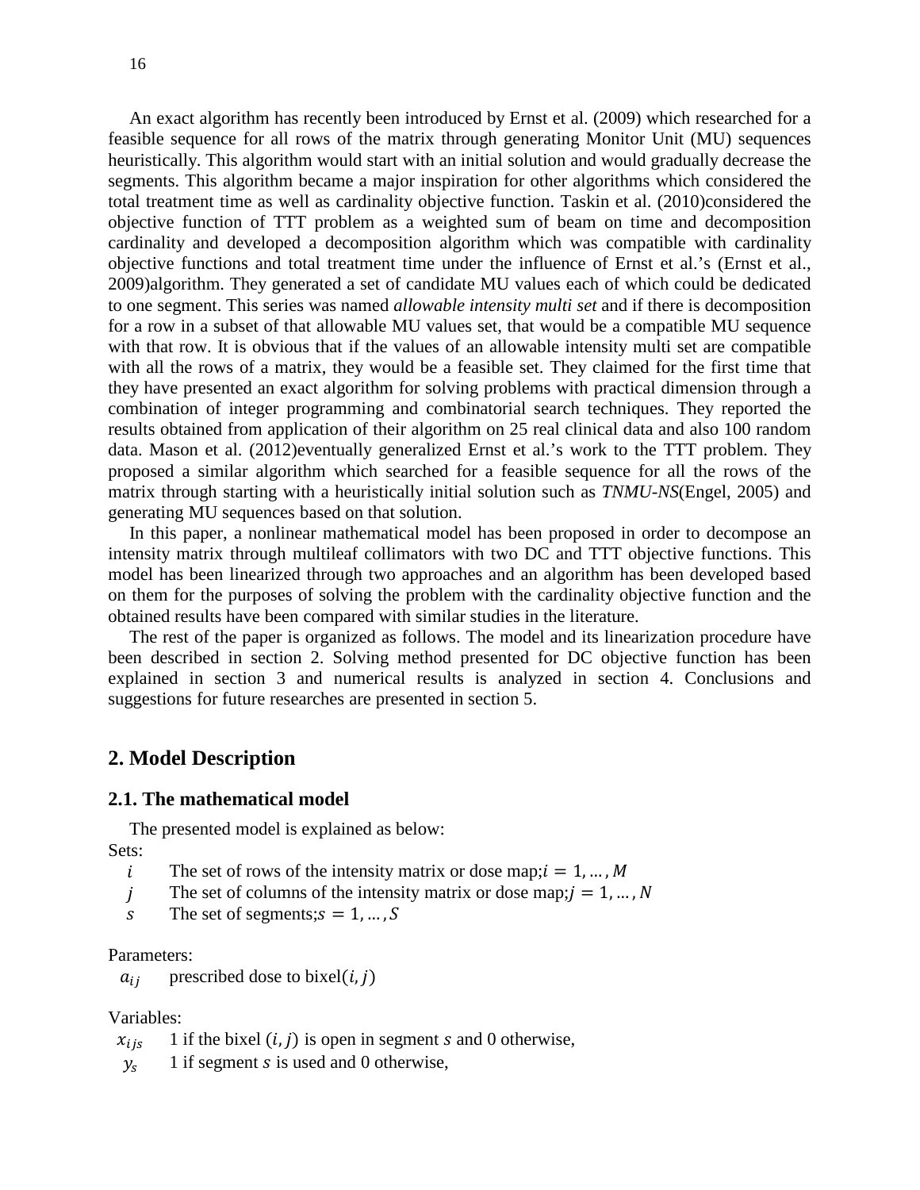An exact algorithm has recently been introduced by Ernst et al. (2009) which researched for a feasible sequence for all rows of the matrix through generating Monitor Unit (MU) sequences heuristically. This algorithm would start with an initial solution and would gradually decrease the segments. This algorithm became a major inspiration for other algorithms which considered the total treatment time as well as cardinality objective function. Taskin et al. (2010)considered the objective function of TTT problem as a weighted sum of beam on time and decomposition cardinality and developed a decomposition algorithm which was compatible with cardinality objective functions and total treatment time under the influence of Ernst et al.'s (Ernst et al., 2009)algorithm. They generated a set of candidate MU values each of which could be dedicated to one segment. This series was named *allowable intensity multi set* and if there is decomposition for a row in a subset of that allowable MU values set, that would be a compatible MU sequence with that row. It is obvious that if the values of an allowable intensity multi set are compatible with all the rows of a matrix, they would be a feasible set. They claimed for the first time that they have presented an exact algorithm for solving problems with practical dimension through a combination of integer programming and combinatorial search techniques. They reported the results obtained from application of their algorithm on 25 real clinical data and also 100 random data. Mason et al. (2012)eventually generalized Ernst et al.'s work to the TTT problem. They proposed a similar algorithm which searched for a feasible sequence for all the rows of the matrix through starting with a heuristically initial solution such as *TNMU-NS*(Engel, 2005) and generating MU sequences based on that solution.

In this paper, a nonlinear mathematical model has been proposed in order to decompose an intensity matrix through multileaf collimators with two DC and TTT objective functions. This model has been linearized through two approaches and an algorithm has been developed based on them for the purposes of solving the problem with the cardinality objective function and the obtained results have been compared with similar studies in the literature.

The rest of the paper is organized as follows. The model and its linearization procedure have been described in section 2. Solving method presented for DC objective function has been explained in section 3 and numerical results is analyzed in section 4. Conclusions and suggestions for future researches are presented in section 5.

## 2. Model Description

### 2.1. The mathematical model

The presented model is explained as below:

Sets:

- $i$ The set of rows of the intensity matrix or dose map; $i = 1, \dots, M$
- $j$ The set of columns of the intensity matrix or dose map; $j = 1, \dots, N$
- $s$ The set of segments; $s = 1, \dots, S$

Parameters:

- $a_{ij}$ prescribed dose to bixel $(i, j)$

Variables:

- $x_{ijs}$ 1 if the bixel $(i, j)$ is open in segment $s$ and 0 otherwise,
- $y_s$ 1 if segment $s$ is used and 0 otherwise,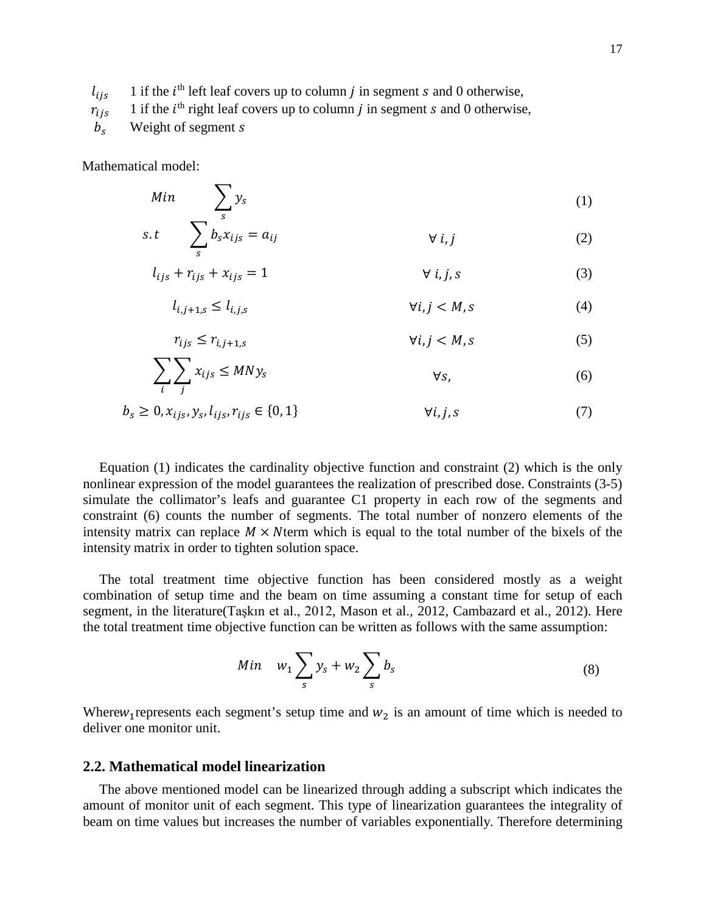$l_{ijs}$ 1 if the $i^{\text{th}}$ left leaf covers up to column $j$ in segment $s$ and 0 otherwise,

$r_{ijs}$ 1 if the $i^{\text{th}}$ right leaf covers up to column $j$ in segment $s$ and 0 otherwise,

$b_s$ Weight of segment $s$

Mathematical model:

$$Min \quad \sum_s y_s \tag{1}$$

$$s.t \quad \sum_s b_s x_{ijs} = a_{ij} \qquad \forall\, i,j \tag{2}$$

$$l_{ijs} + r_{ijs} + x_{ijs} = 1 \qquad \forall\, i,j,s \tag{3}$$

$$l_{i,j+1,s} \leq l_{i,j,s} \qquad \forall i, j < M, s \tag{4}$$

$$r_{ijs} \leq r_{i,j+1,s} \qquad \forall i, j < M, s \tag{5}$$

$$\sum_i \sum_j x_{ijs} \leq MN y_s \qquad \forall s, \tag{6}$$

$$b_s \geq 0, x_{ijs}, y_s, l_{ijs}, r_{ijs} \in \{0, 1\} \qquad \forall i,j,s \tag{7}$$

Equation (1) indicates the cardinality objective function and constraint (2) which is the only nonlinear expression of the model guarantees the realization of prescribed dose. Constraints (3-5) simulate the collimator's leafs and guarantee C1 property in each row of the segments and constraint (6) counts the number of segments. The total number of nonzero elements of the intensity matrix can replace $M \times N$term which is equal to the total number of the bixels of the intensity matrix in order to tighten solution space.

The total treatment time objective function has been considered mostly as a weight combination of setup time and the beam on time assuming a constant time for setup of each segment, in the literature(Taşkın et al., 2012, Mason et al., 2012, Cambazard et al., 2012). Here the total treatment time objective function can be written as follows with the same assumption:

$$Min \quad w_1 \sum_s y_s + w_2 \sum_s b_s \tag{8}$$

Where$w_1$represents each segment's setup time and $w_2$ is an amount of time which is needed to deliver one monitor unit.

## 2.2. Mathematical model linearization

The above mentioned model can be linearized through adding a subscript which indicates the amount of monitor unit of each segment. This type of linearization guarantees the integrality of beam on time values but increases the number of variables exponentially. Therefore determining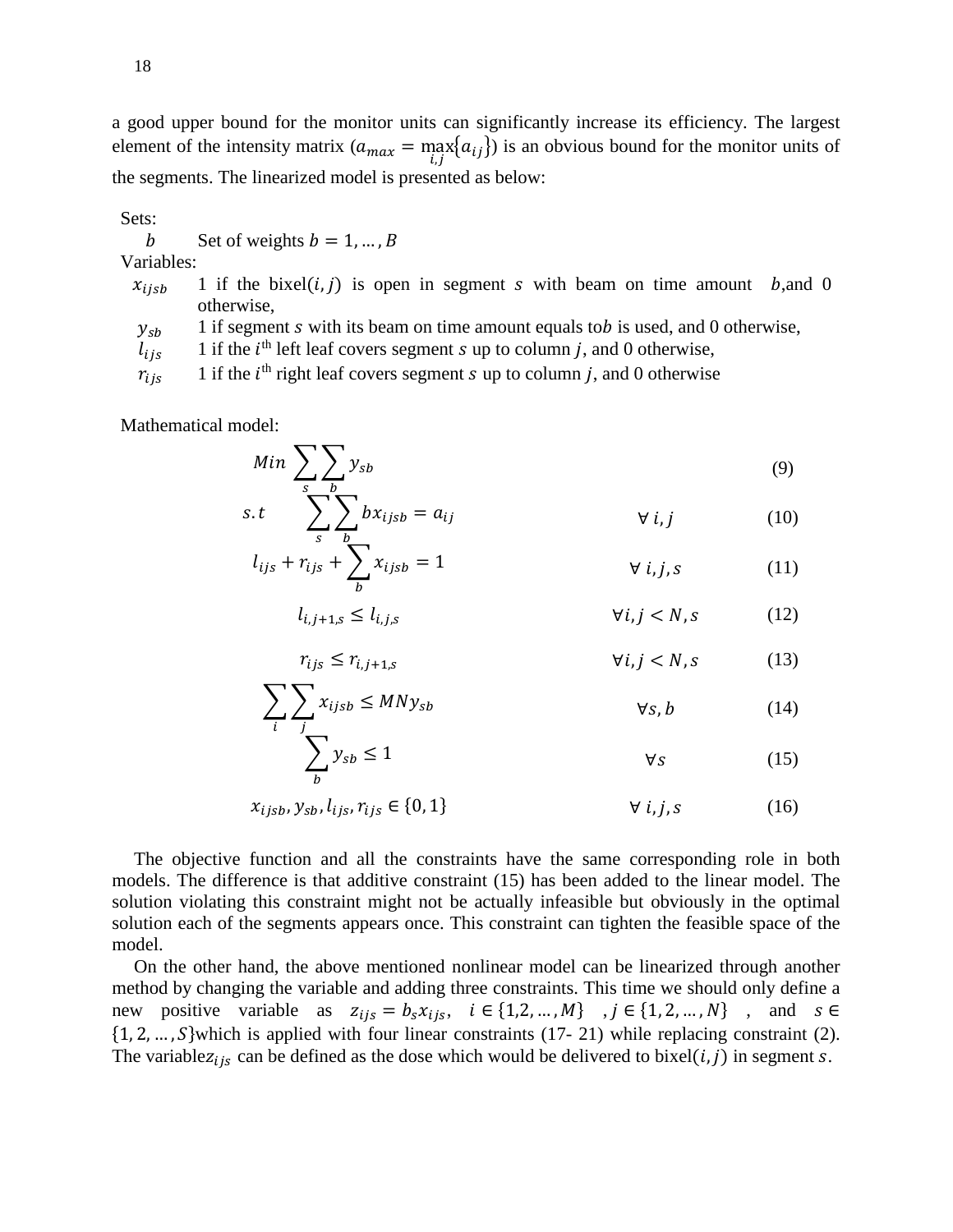a good upper bound for the monitor units can significantly increase its efficiency. The largest element of the intensity matrix ($a_{max} = \max_{i,j}\{a_{ij}\}$) is an obvious bound for the monitor units of the segments. The linearized model is presented as below:

Sets:

$b$ Set of weights $b = 1, \dots, B$

Variables:

$x_{ijsb}$ 1 if the bixel$(i, j)$ is open in segment $s$ with beam on time amount $b$,and 0 otherwise,

$y_{sb}$ 1 if segment $s$ with its beam on time amount equals to$b$ is used, and 0 otherwise,

$l_{ijs}$ 1 if the $i^{\text{th}}$ left leaf covers segment $s$ up to column $j$, and 0 otherwise,

$r_{ijs}$ 1 if the $i^{\text{th}}$ right leaf covers segment $s$ up to column $j$, and 0 otherwise

Mathematical model:

$$Min \sum_{s}\sum_{b} y_{sb} \tag{9}$$

$$s.t \quad \sum_{s}\sum_{b} b x_{ijsb} = a_{ij} \qquad \forall\ i,j \tag{10}$$

$$l_{ijs} + r_{ijs} + \sum_{b} x_{ijsb} = 1 \qquad \forall\ i,j,s \tag{11}$$

$$l_{i,j+1,s} \leq l_{i,j,s} \qquad \forall i,j < N, s \tag{12}$$

$$r_{ijs} \leq r_{i,j+1,s} \qquad \forall i,j < N, s \tag{13}$$

$$\sum_{i}\sum_{j} x_{ijsb} \leq MN y_{sb} \qquad \forall s, b \tag{14}$$

$$\sum_{b} y_{sb} \leq 1 \qquad \forall s \tag{15}$$

$$x_{ijsb}, y_{sb}, l_{ijs}, r_{ijs} \in \{0, 1\} \qquad \forall\ i,j,s \tag{16}$$

The objective function and all the constraints have the same corresponding role in both models. The difference is that additive constraint (15) has been added to the linear model. The solution violating this constraint might not be actually infeasible but obviously in the optimal solution each of the segments appears once. This constraint can tighten the feasible space of the model.

On the other hand, the above mentioned nonlinear model can be linearized through another method by changing the variable and adding three constraints. This time we should only define a new positive variable as $z_{ijs} = b_s x_{ijs}$, $i \in \{1,2, \dots, M\}$ , $j \in \{1, 2, \dots, N\}$ , and $s \in \{1, 2, \dots, S\}$which is applied with four linear constraints (17- 21) while replacing constraint (2). The variable$z_{ijs}$ can be defined as the dose which would be delivered to bixel$(i, j)$ in segment $s$.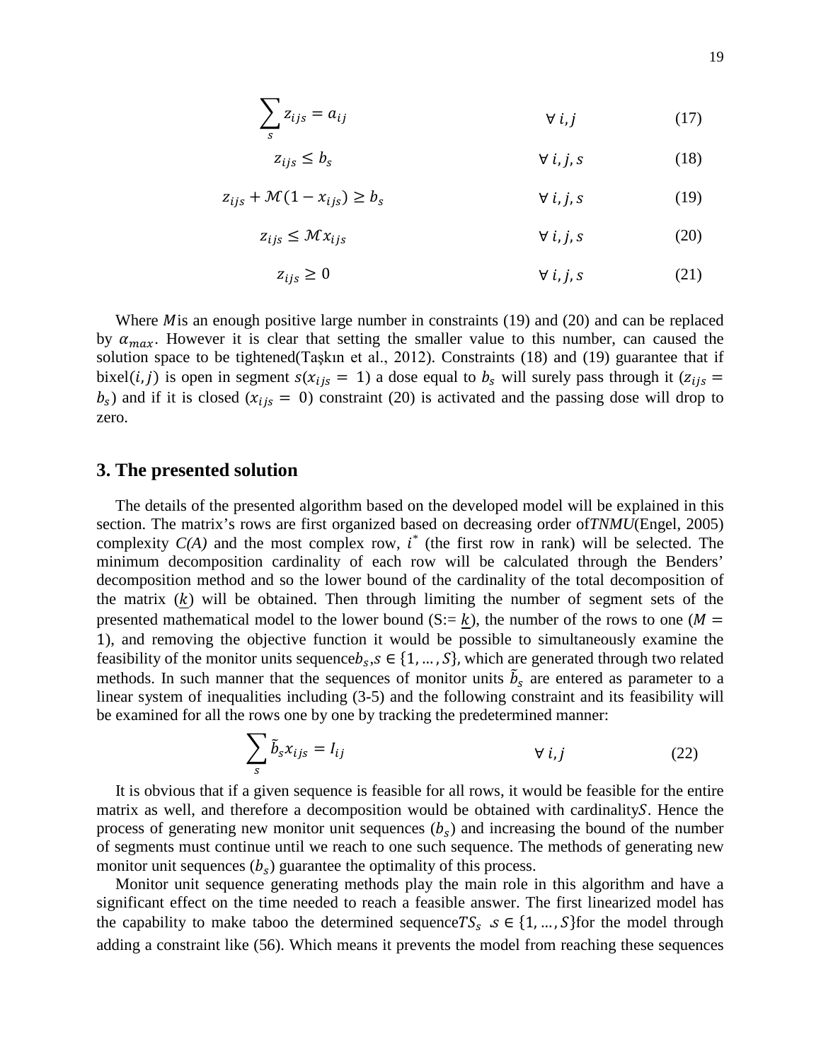$$\sum_{s} z_{ijs} = a_{ij} \qquad \forall\, i, j \qquad (17)$$

$$z_{ijs} \leq b_s \qquad \forall\, i, j, s \qquad (18)$$

$$z_{ijs} + \mathcal{M}(1 - x_{ijs}) \geq b_s \qquad \forall\, i, j, s \qquad (19)$$

$$z_{ijs} \leq \mathcal{M} x_{ijs} \qquad \forall\, i, j, s \qquad (20)$$

$$z_{ijs} \geq 0 \qquad \forall\, i, j, s \qquad (21)$$

Where $M$ is an enough positive large number in constraints (19) and (20) and can be replaced by $\alpha_{max}$. However it is clear that setting the smaller value to this number, can caused the solution space to be tightened(Taşkın et al., 2012). Constraints (18) and (19) guarantee that if bixel$(i, j)$ is open in segment $s(x_{ijs} = 1)$ a dose equal to $b_s$ will surely pass through it $(z_{ijs} = b_s)$ and if it is closed $(x_{ijs} = 0)$ constraint (20) is activated and the passing dose will drop to zero.

## 3. The presented solution

The details of the presented algorithm based on the developed model will be explained in this section. The matrix's rows are first organized based on decreasing order of *TNMU*(Engel, 2005) complexity *C(A)* and the most complex row, $i^*$ (the first row in rank) will be selected. The minimum decomposition cardinality of each row will be calculated through the Benders' decomposition method and so the lower bound of the cardinality of the total decomposition of the matrix $(\underline{k})$ will be obtained. Then through limiting the number of segment sets of the presented mathematical model to the lower bound (S:= $\underline{k}$), the number of the rows to one $(M = 1)$, and removing the objective function it would be possible to simultaneously examine the feasibility of the monitor units sequence $b_s, s \in \{1, \ldots, S\}$, which are generated through two related methods. In such manner that the sequences of monitor units $\tilde{b}_s$ are entered as parameter to a linear system of inequalities including (3-5) and the following constraint and its feasibility will be examined for all the rows one by one by tracking the predetermined manner:

$$\sum_{s} \tilde{b}_s x_{ijs} = I_{ij} \qquad \forall\, i, j \qquad (22)$$

It is obvious that if a given sequence is feasible for all rows, it would be feasible for the entire matrix as well, and therefore a decomposition would be obtained with cardinality $S$. Hence the process of generating new monitor unit sequences $(b_s)$ and increasing the bound of the number of segments must continue until we reach to one such sequence. The methods of generating new monitor unit sequences $(b_s)$ guarantee the optimality of this process.

Monitor unit sequence generating methods play the main role in this algorithm and have a significant effect on the time needed to reach a feasible answer. The first linearized model has the capability to make taboo the determined sequence $TS_s$ $, s \in \{1, \ldots, S\}$ for the model through adding a constraint like (56). Which means it prevents the model from reaching these sequences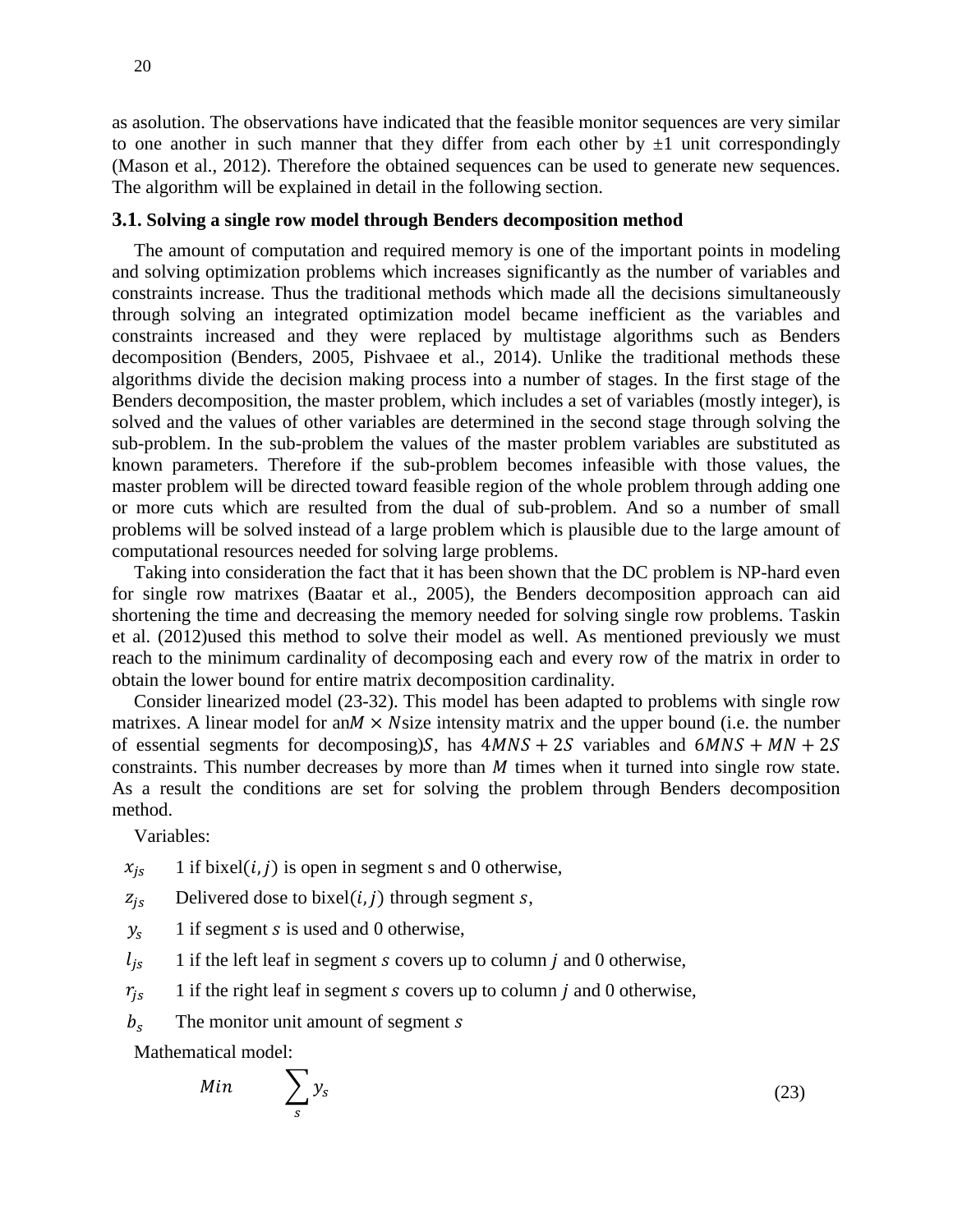as asolution. The observations have indicated that the feasible monitor sequences are very similar to one another in such manner that they differ from each other by ±1 unit correspondingly (Mason et al., 2012). Therefore the obtained sequences can be used to generate new sequences. The algorithm will be explained in detail in the following section.

### 3.1. Solving a single row model through Benders decomposition method

The amount of computation and required memory is one of the important points in modeling and solving optimization problems which increases significantly as the number of variables and constraints increase. Thus the traditional methods which made all the decisions simultaneously through solving an integrated optimization model became inefficient as the variables and constraints increased and they were replaced by multistage algorithms such as Benders decomposition (Benders, 2005, Pishvaee et al., 2014). Unlike the traditional methods these algorithms divide the decision making process into a number of stages. In the first stage of the Benders decomposition, the master problem, which includes a set of variables (mostly integer), is solved and the values of other variables are determined in the second stage through solving the sub-problem. In the sub-problem the values of the master problem variables are substituted as known parameters. Therefore if the sub-problem becomes infeasible with those values, the master problem will be directed toward feasible region of the whole problem through adding one or more cuts which are resulted from the dual of sub-problem. And so a number of small problems will be solved instead of a large problem which is plausible due to the large amount of computational resources needed for solving large problems.

Taking into consideration the fact that it has been shown that the DC problem is NP-hard even for single row matrixes (Baatar et al., 2005), the Benders decomposition approach can aid shortening the time and decreasing the memory needed for solving single row problems. Taskin et al. (2012)used this method to solve their model as well. As mentioned previously we must reach to the minimum cardinality of decomposing each and every row of the matrix in order to obtain the lower bound for entire matrix decomposition cardinality.

Consider linearized model (23-32). This model has been adapted to problems with single row matrixes. A linear model for an$M \times N$size intensity matrix and the upper bound (i.e. the number of essential segments for decomposing)$S$, has $4MNS + 2S$ variables and $6MNS + MN + 2S$ constraints. This number decreases by more than $M$ times when it turned into single row state. As a result the conditions are set for solving the problem through Benders decomposition method.

Variables:

- $x_{js}$ 1 if bixel$(i, j)$ is open in segment s and 0 otherwise,
- $z_{js}$ Delivered dose to bixel$(i, j)$ through segment $s$,
- $y_s$ 1 if segment $s$ is used and 0 otherwise,
- $l_{js}$ 1 if the left leaf in segment $s$ covers up to column $j$ and 0 otherwise,
- $r_{js}$ 1 if the right leaf in segment $s$ covers up to column $j$ and 0 otherwise,
- $b_s$ The monitor unit amount of segment $s$

Mathematical model:

$$Min \quad \sum_{s} y_s \tag{23}$$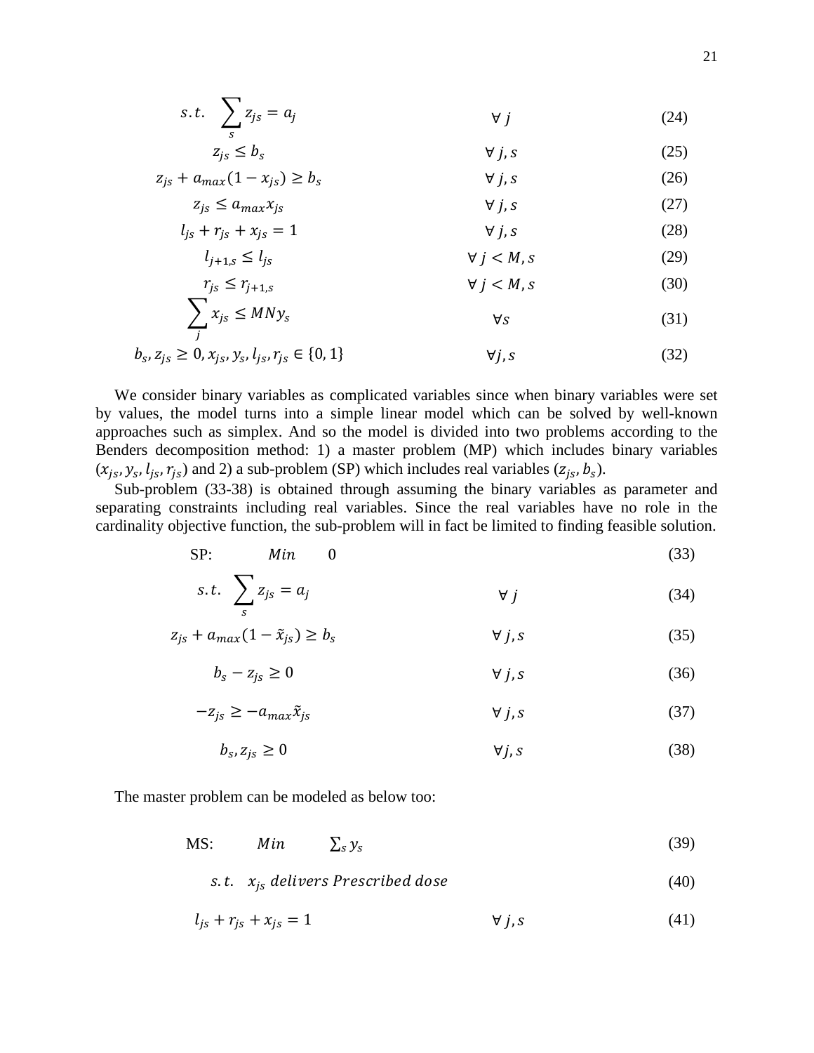$$s.t. \quad \sum_{s} z_{js} = a_j \qquad \forall\, j \tag{24}$$

$$z_{js} \leq b_s \qquad \forall\, j, s \tag{25}$$

$$z_{js} + a_{max}(1 - x_{js}) \geq b_s \qquad \forall\, j, s \tag{26}$$

$$z_{js} \leq a_{max} x_{js} \qquad \forall\, j, s \tag{27}$$

$$l_{js} + r_{js} + x_{js} = 1 \qquad \forall\, j, s \tag{28}$$

$$l_{j+1,s} \leq l_{js} \qquad \forall\, j < M, s \tag{29}$$

$$r_{js} \leq r_{j+1,s} \qquad \forall\, j < M, s \tag{30}$$

$$\sum_{j} x_{js} \leq MN y_s \qquad \forall s \tag{31}$$

$$b_s, z_{js} \geq 0, x_{js}, y_s, l_{js}, r_{js} \in \{0, 1\} \qquad \forall j, s \tag{32}$$

We consider binary variables as complicated variables since when binary variables were set by values, the model turns into a simple linear model which can be solved by well-known approaches such as simplex. And so the model is divided into two problems according to the Benders decomposition method: 1) a master problem (MP) which includes binary variables ($x_{js}, y_s, l_{js}, r_{js}$) and 2) a sub-problem (SP) which includes real variables ($z_{js}, b_s$).

Sub-problem (33-38) is obtained through assuming the binary variables as parameter and separating constraints including real variables. Since the real variables have no role in the cardinality objective function, the sub-problem will in fact be limited to finding feasible solution.

$$\text{SP:} \qquad Min \quad 0 \tag{33}$$

$$s.t. \quad \sum_{s} z_{js} = a_j \qquad \forall\, j \tag{34}$$

$$z_{js} + a_{max}(1 - \tilde{x}_{js}) \geq b_s \qquad \forall\, j, s \tag{35}$$

$$b_s - z_{js} \geq 0 \qquad \forall\, j, s \tag{36}$$

$$-z_{js} \geq -a_{max} \tilde{x}_{js} \qquad \forall\, j, s \tag{37}$$

$$b_s, z_{js} \geq 0 \qquad \forall j, s \tag{38}$$

The master problem can be modeled as below too:

$$\text{MS:} \qquad Min \quad \sum_s y_s \tag{39}$$

$$s.t. \quad x_{js} \; delivers \; Prescribed \; dose \tag{40}$$

$$l_{js} + r_{js} + x_{js} = 1 \qquad \forall\, j, s \tag{41}$$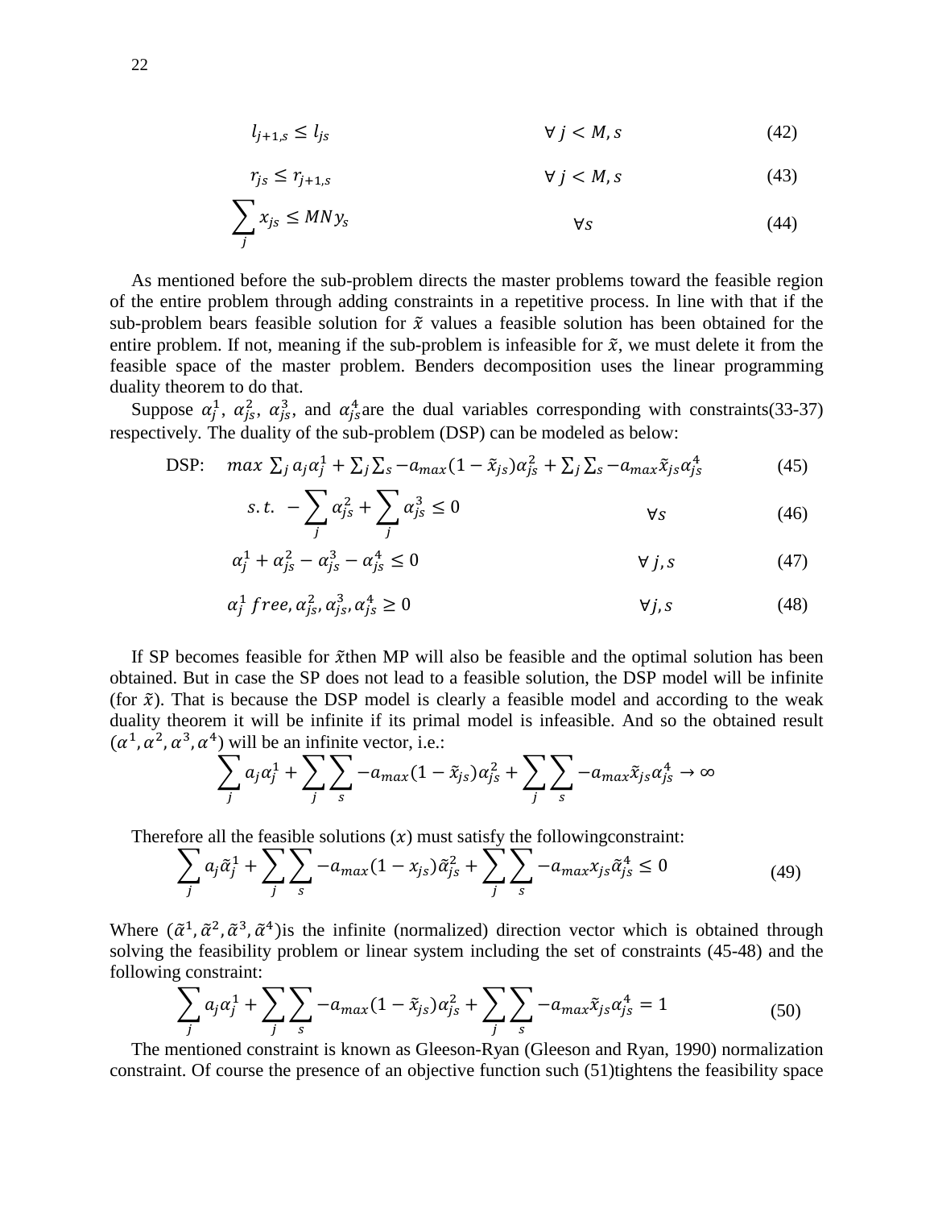$$l_{j+1,s} \leq l_{js} \qquad \forall\, j < M, s \tag{42}$$

$$r_{js} \leq r_{j+1,s} \qquad \forall\, j < M, s \tag{43}$$

$$\sum_{j} x_{js} \leq MN y_s \qquad \forall s \tag{44}$$

As mentioned before the sub-problem directs the master problems toward the feasible region of the entire problem through adding constraints in a repetitive process. In line with that if the sub-problem bears feasible solution for $\tilde{x}$ values a feasible solution has been obtained for the entire problem. If not, meaning if the sub-problem is infeasible for $\tilde{x}$, we must delete it from the feasible space of the master problem. Benders decomposition uses the linear programming duality theorem to do that.

Suppose $\alpha_j^1$, $\alpha_{js}^2$, $\alpha_{js}^3$, and $\alpha_{js}^4$are the dual variables corresponding with constraints(33-37) respectively. The duality of the sub-problem (DSP) can be modeled as below:

$$\text{DSP:} \quad max\ \textstyle\sum_j a_j \alpha_j^1 + \sum_j \sum_s -a_{max}(1-\tilde{x}_{js})\alpha_{js}^2 + \sum_j \sum_s -a_{max}\tilde{x}_{js}\alpha_{js}^4 \tag{45}$$

$$s.t.\ -\sum_j \alpha_{js}^2 + \sum_j \alpha_{js}^3 \leq 0 \qquad \forall s \tag{46}$$

$$\alpha_j^1 + \alpha_{js}^2 - \alpha_{js}^3 - \alpha_{js}^4 \leq 0 \qquad \forall\, j, s \tag{47}$$

$$\alpha_j^1\ free, \alpha_{js}^2, \alpha_{js}^3, \alpha_{js}^4 \geq 0 \qquad \forall j, s \tag{48}$$

If SP becomes feasible for $\tilde{x}$then MP will also be feasible and the optimal solution has been obtained. But in case the SP does not lead to a feasible solution, the DSP model will be infinite (for $\tilde{x}$). That is because the DSP model is clearly a feasible model and according to the weak duality theorem it will be infinite if its primal model is infeasible. And so the obtained result $(\alpha^1, \alpha^2, \alpha^3, \alpha^4)$ will be an infinite vector, i.e.:

$$\sum_j a_j \alpha_j^1 + \sum_j \sum_s -a_{max}(1-\tilde{x}_{js})\alpha_{js}^2 + \sum_j \sum_s -a_{max}\tilde{x}_{js}\alpha_{js}^4 \to \infty$$

Therefore all the feasible solutions $(x)$ must satisfy the followingconstraint:

$$\sum_j a_j \tilde{\alpha}_j^1 + \sum_j \sum_s -a_{max}(1-x_{js})\tilde{\alpha}_{js}^2 + \sum_j \sum_s -a_{max} x_{js}\tilde{\alpha}_{js}^4 \leq 0 \tag{49}$$

Where $(\tilde{\alpha}^1, \tilde{\alpha}^2, \tilde{\alpha}^3, \tilde{\alpha}^4)$is the infinite (normalized) direction vector which is obtained through solving the feasibility problem or linear system including the set of constraints (45-48) and the following constraint:

$$\sum_j a_j \alpha_j^1 + \sum_j \sum_s -a_{max}(1-\tilde{x}_{js})\alpha_{js}^2 + \sum_j \sum_s -a_{max}\tilde{x}_{js}\alpha_{js}^4 = 1 \tag{50}$$

The mentioned constraint is known as Gleeson-Ryan (Gleeson and Ryan, 1990) normalization constraint. Of course the presence of an objective function such (51)tightens the feasibility space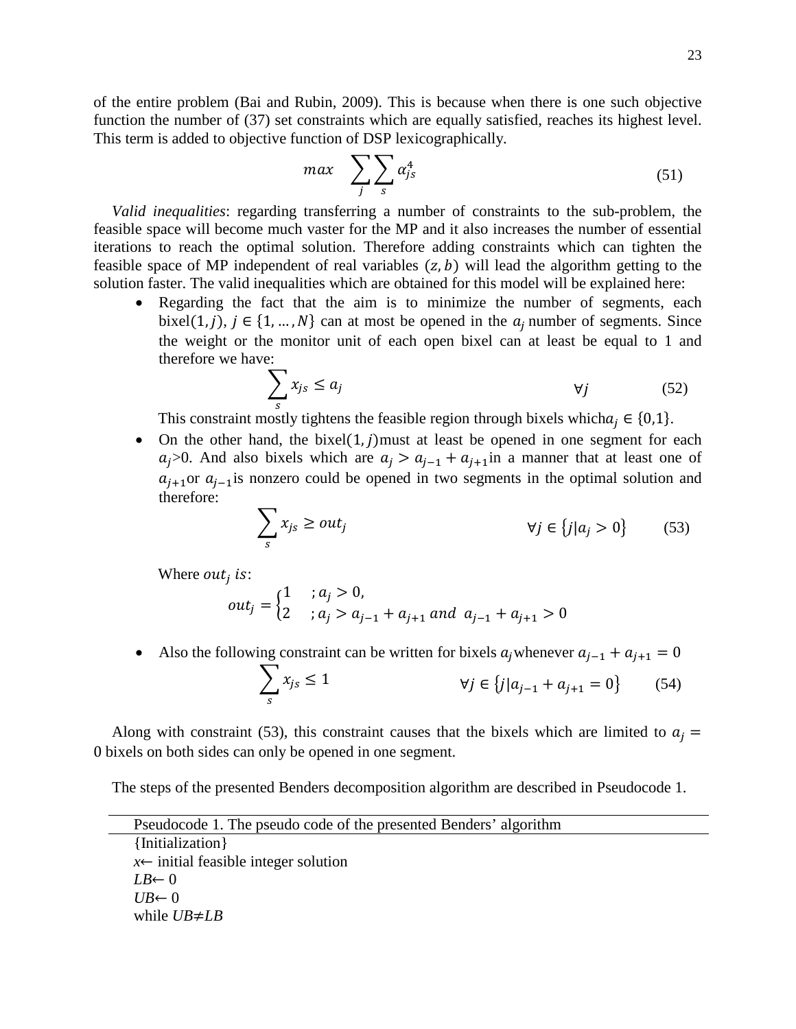of the entire problem (Bai and Rubin, 2009). This is because when there is one such objective function the number of (37) set constraints which are equally satisfied, reaches its highest level. This term is added to objective function of DSP lexicographically.

$$max \quad \sum_{j}\sum_{s} \alpha_{js}^{4} \tag{51}$$

*Valid inequalities*: regarding transferring a number of constraints to the sub-problem, the feasible space will become much vaster for the MP and it also increases the number of essential iterations to reach the optimal solution. Therefore adding constraints which can tighten the feasible space of MP independent of real variables $(z, b)$ will lead the algorithm getting to the solution faster. The valid inequalities which are obtained for this model will be explained here:

- Regarding the fact that the aim is to minimize the number of segments, each bixel$(1, j)$, $j \in \{1, \ldots, N\}$ can at most be opened in the $a_j$ number of segments. Since the weight or the monitor unit of each open bixel can at least be equal to 1 and therefore we have:

$$\sum_{s} x_{js} \leq a_j \qquad \forall j \tag{52}$$

  This constraint mostly tightens the feasible region through bixels which$a_j \in \{0,1\}$.

- On the other hand, the bixel$(1, j)$must at least be opened in one segment for each $a_j$>0. And also bixels which are $a_j > a_{j-1} + a_{j+1}$in a manner that at least one of $a_{j+1}$or $a_{j-1}$is nonzero could be opened in two segments in the optimal solution and therefore:

$$\sum_{s} x_{js} \geq out_j \qquad \forall j \in \{j | a_j > 0\} \tag{53}$$

  Where $out_j$ $is$:

$$out_j = \begin{cases} 1 & ; a_j > 0, \\ 2 & ; a_j > a_{j-1} + a_{j+1} \text{ and } a_{j-1} + a_{j+1} > 0 \end{cases}$$

- Also the following constraint can be written for bixels $a_j$whenever $a_{j-1} + a_{j+1} = 0$

$$\sum_{s} x_{js} \leq 1 \qquad \forall j \in \{j | a_{j-1} + a_{j+1} = 0\} \tag{54}$$

Along with constraint (53), this constraint causes that the bixels which are limited to $a_j = 0$ bixels on both sides can only be opened in one segment.

The steps of the presented Benders decomposition algorithm are described in Pseudocode 1.

Pseudocode 1. The pseudo code of the presented Benders' algorithm

```
{Initialization}
x← initial feasible integer solution
LB← 0
UB← 0
while UB≠LB
```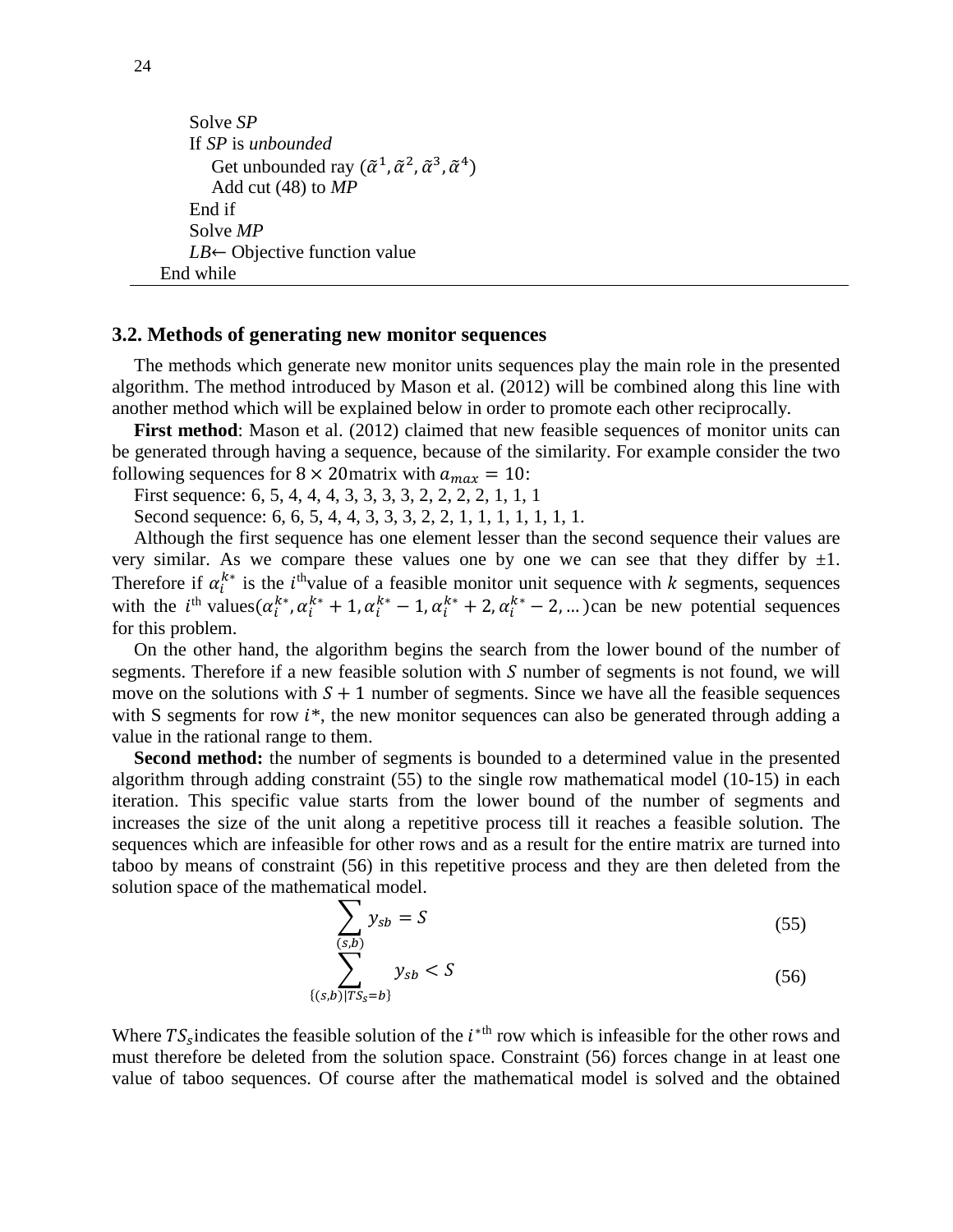```
        Solve SP
        If SP is unbounded
            Get unbounded ray (α̃¹, α̃², α̃³, α̃⁴)
            Add cut (48) to MP
        End if
        Solve MP
        LB← Objective function value
    End while
```

### 3.2. Methods of generating new monitor sequences

The methods which generate new monitor units sequences play the main role in the presented algorithm. The method introduced by Mason et al. (2012) will be combined along this line with another method which will be explained below in order to promote each other reciprocally.

**First method**: Mason et al. (2012) claimed that new feasible sequences of monitor units can be generated through having a sequence, because of the similarity. For example consider the two following sequences for $8 \times 20$ matrix with $a_{max} = 10$:

First sequence: 6, 5, 4, 4, 4, 3, 3, 3, 3, 2, 2, 2, 2, 1, 1, 1

Second sequence: 6, 6, 5, 4, 4, 3, 3, 3, 2, 2, 1, 1, 1, 1, 1, 1, 1.

Although the first sequence has one element lesser than the second sequence their values are very similar. As we compare these values one by one we can see that they differ by ±1. Therefore if $\alpha_i^{k*}$ is the $i^{\text{th}}$ value of a feasible monitor unit sequence with $k$ segments, sequences with the $i^{\text{th}}$ values$(\alpha_i^{k*}, \alpha_i^{k*}+1, \alpha_i^{k*}-1, \alpha_i^{k*}+2, \alpha_i^{k*}-2, \ldots)$can be new potential sequences for this problem.

On the other hand, the algorithm begins the search from the lower bound of the number of segments. Therefore if a new feasible solution with $S$ number of segments is not found, we will move on the solutions with $S+1$ number of segments. Since we have all the feasible sequences with S segments for row $i*$, the new monitor sequences can also be generated through adding a value in the rational range to them.

**Second method:** the number of segments is bounded to a determined value in the presented algorithm through adding constraint (55) to the single row mathematical model (10-15) in each iteration. This specific value starts from the lower bound of the number of segments and increases the size of the unit along a repetitive process till it reaches a feasible solution. The sequences which are infeasible for other rows and as a result for the entire matrix are turned into taboo by means of constraint (56) in this repetitive process and they are then deleted from the solution space of the mathematical model.

$$\sum_{(s,b)} y_{sb} = S \tag{55}$$

$$\sum_{\{(s,b)|TS_s=b\}} y_{sb} < S \tag{56}$$

Where $TS_s$indicates the feasible solution of the $i^{*\text{th}}$ row which is infeasible for the other rows and must therefore be deleted from the solution space. Constraint (56) forces change in at least one value of taboo sequences. Of course after the mathematical model is solved and the obtained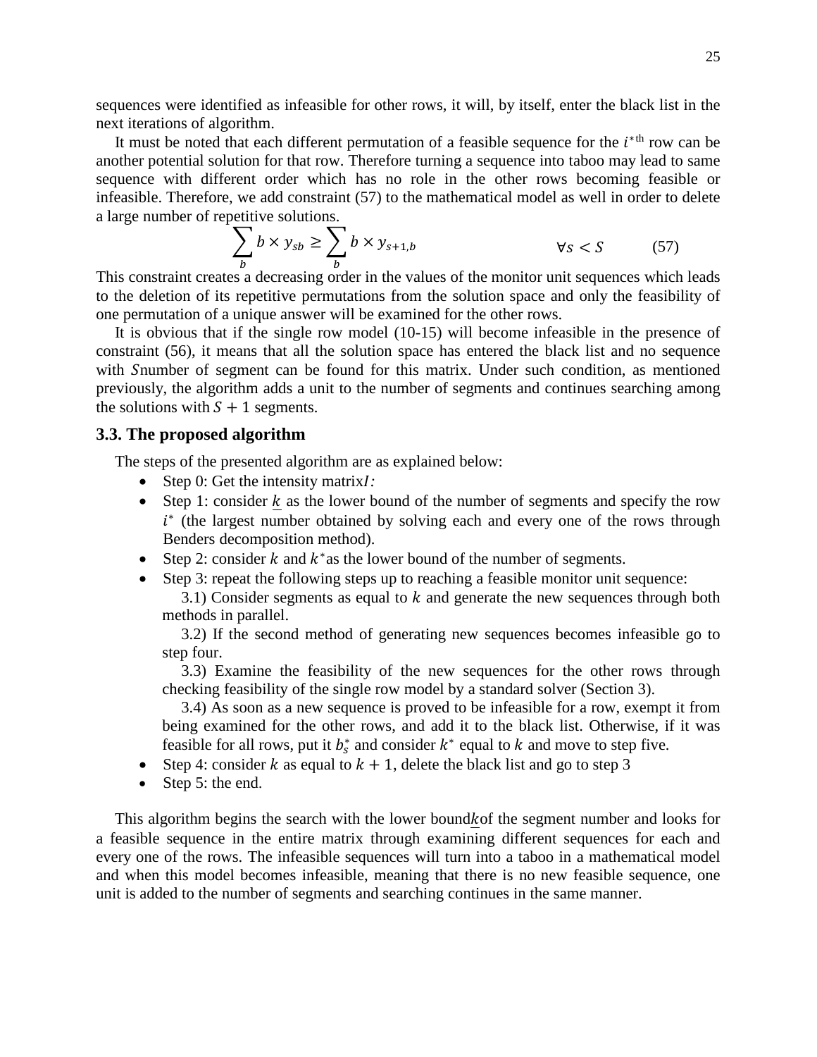sequences were identified as infeasible for other rows, it will, by itself, enter the black list in the next iterations of algorithm.

It must be noted that each different permutation of a feasible sequence for the $i^{*\text{th}}$ row can be another potential solution for that row. Therefore turning a sequence into taboo may lead to same sequence with different order which has no role in the other rows becoming feasible or infeasible. Therefore, we add constraint (57) to the mathematical model as well in order to delete a large number of repetitive solutions.

$$\sum_{b} b \times y_{sb} \geq \sum_{b} b \times y_{s+1,b} \qquad \forall s < S \qquad (57)$$

This constraint creates a decreasing order in the values of the monitor unit sequences which leads to the deletion of its repetitive permutations from the solution space and only the feasibility of one permutation of a unique answer will be examined for the other rows.

It is obvious that if the single row model (10-15) will become infeasible in the presence of constraint (56), it means that all the solution space has entered the black list and no sequence with $S$number of segment can be found for this matrix. Under such condition, as mentioned previously, the algorithm adds a unit to the number of segments and continues searching among the solutions with $S + 1$ segments.

### 3.3. The proposed algorithm

The steps of the presented algorithm are as explained below:

- Step 0: Get the intensity matrix$I$:
- Step 1: consider $\underline{k}$ as the lower bound of the number of segments and specify the row $i^*$ (the largest number obtained by solving each and every one of the rows through Benders decomposition method).
- Step 2: consider $k$ and $k^*$as the lower bound of the number of segments.
- Step 3: repeat the following steps up to reaching a feasible monitor unit sequence:

  3.1) Consider segments as equal to $k$ and generate the new sequences through both methods in parallel.

  3.2) If the second method of generating new sequences becomes infeasible go to step four.

  3.3) Examine the feasibility of the new sequences for the other rows through checking feasibility of the single row model by a standard solver (Section 3).

  3.4) As soon as a new sequence is proved to be infeasible for a row, exempt it from being examined for the other rows, and add it to the black list. Otherwise, if it was feasible for all rows, put it $b_s^*$ and consider $k^*$ equal to $k$ and move to step five.
- Step 4: consider $k$ as equal to $k + 1$, delete the black list and go to step 3
- Step 5: the end.

This algorithm begins the search with the lower bound$\underline{k}$of the segment number and looks for a feasible sequence in the entire matrix through examining different sequences for each and every one of the rows. The infeasible sequences will turn into a taboo in a mathematical model and when this model becomes infeasible, meaning that there is no new feasible sequence, one unit is added to the number of segments and searching continues in the same manner.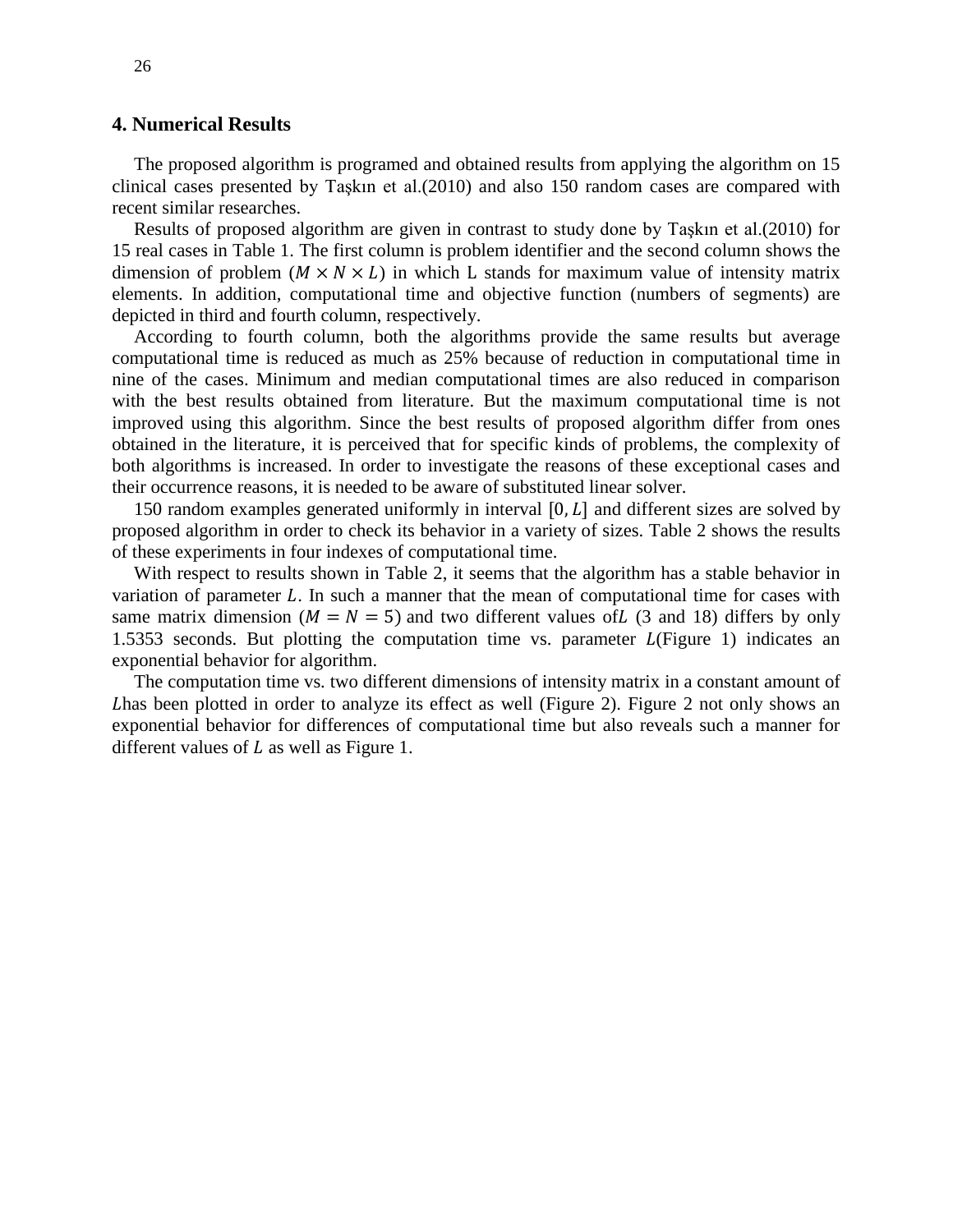## 4. Numerical Results

The proposed algorithm is programed and obtained results from applying the algorithm on 15 clinical cases presented by Taşkın et al.(2010) and also 150 random cases are compared with recent similar researches.

Results of proposed algorithm are given in contrast to study done by Taşkın et al.(2010) for 15 real cases in Table 1. The first column is problem identifier and the second column shows the dimension of problem ($M \times N \times L$) in which L stands for maximum value of intensity matrix elements. In addition, computational time and objective function (numbers of segments) are depicted in third and fourth column, respectively.

According to fourth column, both the algorithms provide the same results but average computational time is reduced as much as 25% because of reduction in computational time in nine of the cases. Minimum and median computational times are also reduced in comparison with the best results obtained from literature. But the maximum computational time is not improved using this algorithm. Since the best results of proposed algorithm differ from ones obtained in the literature, it is perceived that for specific kinds of problems, the complexity of both algorithms is increased. In order to investigate the reasons of these exceptional cases and their occurrence reasons, it is needed to be aware of substituted linear solver.

150 random examples generated uniformly in interval $[0, L]$ and different sizes are solved by proposed algorithm in order to check its behavior in a variety of sizes. Table 2 shows the results of these experiments in four indexes of computational time.

With respect to results shown in Table 2, it seems that the algorithm has a stable behavior in variation of parameter $L$. In such a manner that the mean of computational time for cases with same matrix dimension ($M = N = 5$) and two different values of$L$ (3 and 18) differs by only 1.5353 seconds. But plotting the computation time vs. parameter $L$(Figure 1) indicates an exponential behavior for algorithm.

The computation time vs. two different dimensions of intensity matrix in a constant amount of $L$has been plotted in order to analyze its effect as well (Figure 2). Figure 2 not only shows an exponential behavior for differences of computational time but also reveals such a manner for different values of $L$ as well as Figure 1.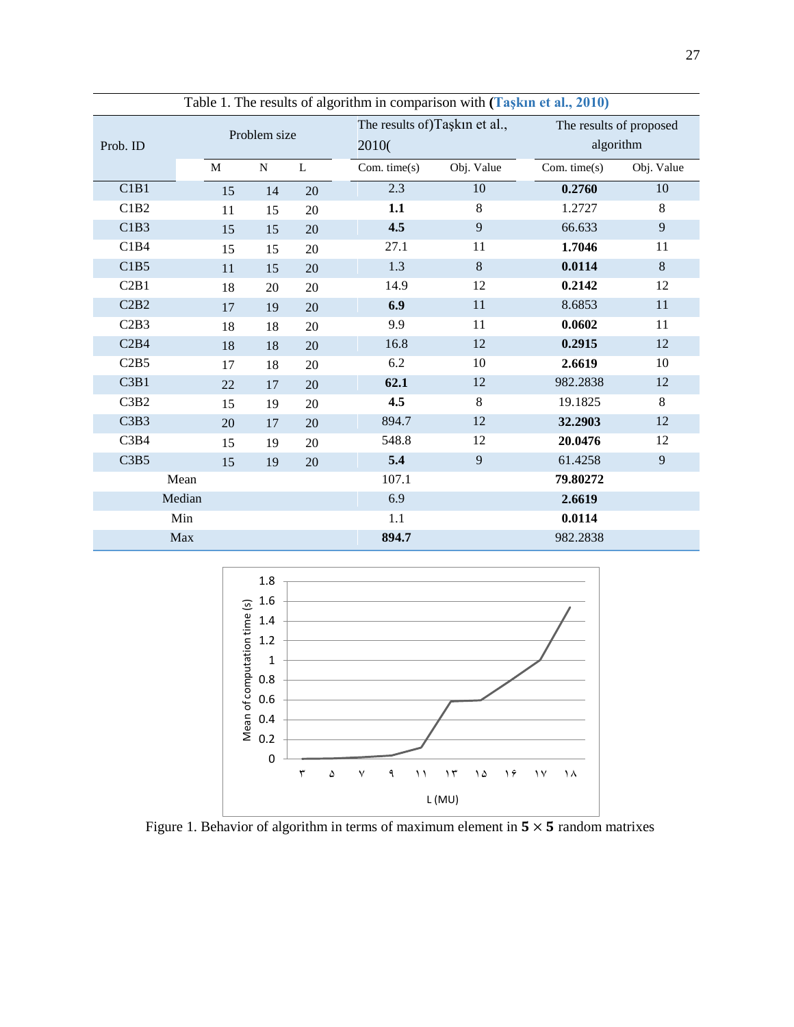Table 1. The results of algorithm in comparison with **(Taşkın et al., 2010)**

| Prob. ID | Problem size | | | The results of)Taşkın et al., 2010( | | The results of proposed algorithm | |
|---|---|---|---|---|---|---|---|
| | M | N | L | Com. time(s) | Obj. Value | Com. time(s) | Obj. Value |
| C1B1 | 15 | 14 | 20 | 2.3 | 10 | **0.2760** | 10 |
| C1B2 | 11 | 15 | 20 | **1.1** | 8 | 1.2727 | 8 |
| C1B3 | 15 | 15 | 20 | **4.5** | 9 | 66.633 | 9 |
| C1B4 | 15 | 15 | 20 | 27.1 | 11 | **1.7046** | 11 |
| C1B5 | 11 | 15 | 20 | 1.3 | 8 | **0.0114** | 8 |
| C2B1 | 18 | 20 | 20 | 14.9 | 12 | **0.2142** | 12 |
| C2B2 | 17 | 19 | 20 | **6.9** | 11 | 8.6853 | 11 |
| C2B3 | 18 | 18 | 20 | 9.9 | 11 | **0.0602** | 11 |
| C2B4 | 18 | 18 | 20 | 16.8 | 12 | **0.2915** | 12 |
| C2B5 | 17 | 18 | 20 | 6.2 | 10 | **2.6619** | 10 |
| C3B1 | 22 | 17 | 20 | **62.1** | 12 | 982.2838 | 12 |
| C3B2 | 15 | 19 | 20 | **4.5** | 8 | 19.1825 | 8 |
| C3B3 | 20 | 17 | 20 | 894.7 | 12 | **32.2903** | 12 |
| C3B4 | 15 | 19 | 20 | 548.8 | 12 | **20.0476** | 12 |
| C3B5 | 15 | 19 | 20 | **5.4** | 9 | 61.4258 | 9 |
| Mean | | | | 107.1 | | **79.80272** | |
| Median | | | | 6.9 | | **2.6619** | |
| Min | | | | 1.1 | | **0.0114** | |
| Max | | | | **894.7** | | 982.2838 | |

Figure 1. Behavior of algorithm in terms of maximum element in $5 \times 5$ random matrixes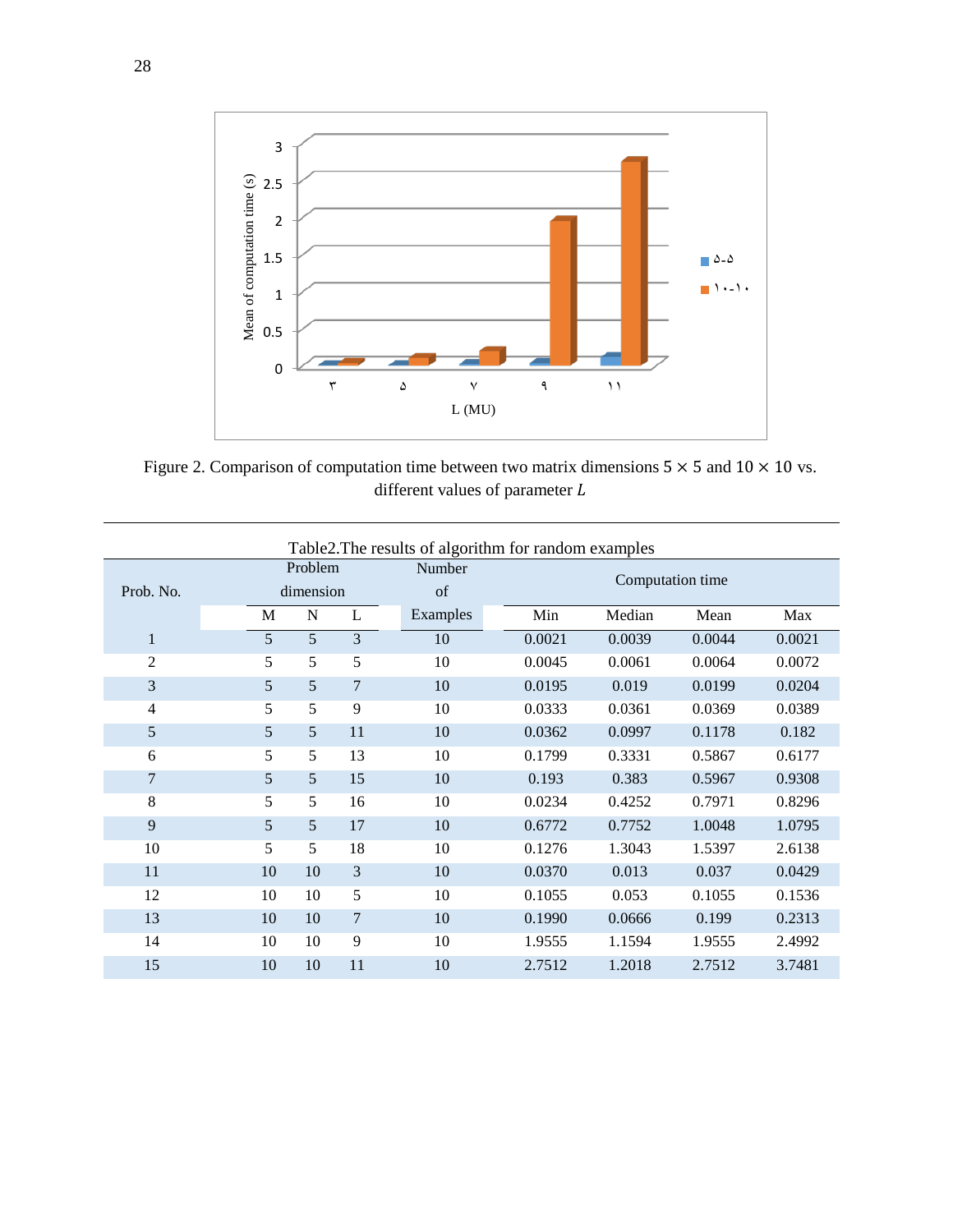Figure 2. Comparison of computation time between two matrix dimensions $5 \times 5$ and $10 \times 10$ vs. different values of parameter $L$

Table2.The results of algorithm for random examples

| Prob. No. | Problem dimension | | | Number of Examples | Computation time | | | |
|---|---|---|---|---|---|---|---|---|
| | M | N | L | | Min | Median | Mean | Max |
| 1 | 5 | 5 | 3 | 10 | 0.0021 | 0.0039 | 0.0044 | 0.0021 |
| 2 | 5 | 5 | 5 | 10 | 0.0045 | 0.0061 | 0.0064 | 0.0072 |
| 3 | 5 | 5 | 7 | 10 | 0.0195 | 0.019 | 0.0199 | 0.0204 |
| 4 | 5 | 5 | 9 | 10 | 0.0333 | 0.0361 | 0.0369 | 0.0389 |
| 5 | 5 | 5 | 11 | 10 | 0.0362 | 0.0997 | 0.1178 | 0.182 |
| 6 | 5 | 5 | 13 | 10 | 0.1799 | 0.3331 | 0.5867 | 0.6177 |
| 7 | 5 | 5 | 15 | 10 | 0.193 | 0.383 | 0.5967 | 0.9308 |
| 8 | 5 | 5 | 16 | 10 | 0.0234 | 0.4252 | 0.7971 | 0.8296 |
| 9 | 5 | 5 | 17 | 10 | 0.6772 | 0.7752 | 1.0048 | 1.0795 |
| 10 | 5 | 5 | 18 | 10 | 0.1276 | 1.3043 | 1.5397 | 2.6138 |
| 11 | 10 | 10 | 3 | 10 | 0.0370 | 0.013 | 0.037 | 0.0429 |
| 12 | 10 | 10 | 5 | 10 | 0.1055 | 0.053 | 0.1055 | 0.1536 |
| 13 | 10 | 10 | 7 | 10 | 0.1990 | 0.0666 | 0.199 | 0.2313 |
| 14 | 10 | 10 | 9 | 10 | 1.9555 | 1.1594 | 1.9555 | 2.4992 |
| 15 | 10 | 10 | 11 | 10 | 2.7512 | 1.2018 | 2.7512 | 3.7481 |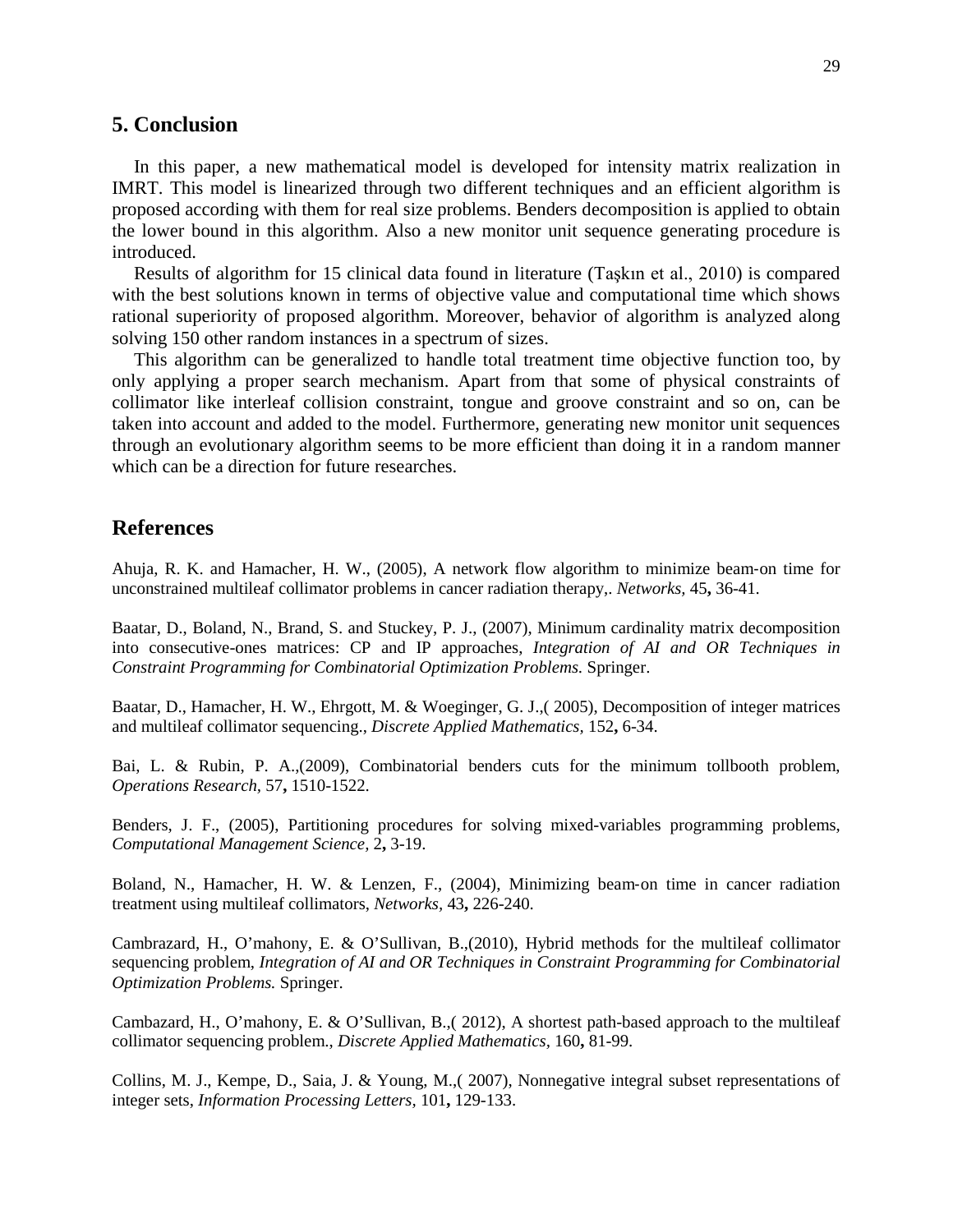## 5. Conclusion

In this paper, a new mathematical model is developed for intensity matrix realization in IMRT. This model is linearized through two different techniques and an efficient algorithm is proposed according with them for real size problems. Benders decomposition is applied to obtain the lower bound in this algorithm. Also a new monitor unit sequence generating procedure is introduced.

Results of algorithm for 15 clinical data found in literature (Taşkın et al., 2010) is compared with the best solutions known in terms of objective value and computational time which shows rational superiority of proposed algorithm. Moreover, behavior of algorithm is analyzed along solving 150 other random instances in a spectrum of sizes.

This algorithm can be generalized to handle total treatment time objective function too, by only applying a proper search mechanism. Apart from that some of physical constraints of collimator like interleaf collision constraint, tongue and groove constraint and so on, can be taken into account and added to the model. Furthermore, generating new monitor unit sequences through an evolutionary algorithm seems to be more efficient than doing it in a random manner which can be a direction for future researches.

## References

Ahuja, R. K. and Hamacher, H. W., (2005), A network flow algorithm to minimize beam-on time for unconstrained multileaf collimator problems in cancer radiation therapy,. *Networks,* 45**,** 36-41.

Baatar, D., Boland, N., Brand, S. and Stuckey, P. J., (2007), Minimum cardinality matrix decomposition into consecutive-ones matrices: CP and IP approaches, *Integration of AI and OR Techniques in Constraint Programming for Combinatorial Optimization Problems.* Springer.

Baatar, D., Hamacher, H. W., Ehrgott, M. & Woeginger, G. J.,( 2005), Decomposition of integer matrices and multileaf collimator sequencing., *Discrete Applied Mathematics,* 152**,** 6-34.

Bai, L. & Rubin, P. A.,(2009), Combinatorial benders cuts for the minimum tollbooth problem, *Operations Research,* 57**,** 1510-1522.

Benders, J. F., (2005), Partitioning procedures for solving mixed-variables programming problems, *Computational Management Science,* 2**,** 3-19.

Boland, N., Hamacher, H. W. & Lenzen, F., (2004), Minimizing beam-on time in cancer radiation treatment using multileaf collimators, *Networks,* 43**,** 226-240.

Cambrazard, H., O'mahony, E. & O'Sullivan, B.,(2010), Hybrid methods for the multileaf collimator sequencing problem, *Integration of AI and OR Techniques in Constraint Programming for Combinatorial Optimization Problems.* Springer.

Cambazard, H., O'mahony, E. & O'Sullivan, B.,( 2012), A shortest path-based approach to the multileaf collimator sequencing problem., *Discrete Applied Mathematics,* 160**,** 81-99.

Collins, M. J., Kempe, D., Saia, J. & Young, M.,( 2007), Nonnegative integral subset representations of integer sets, *Information Processing Letters,* 101**,** 129-133.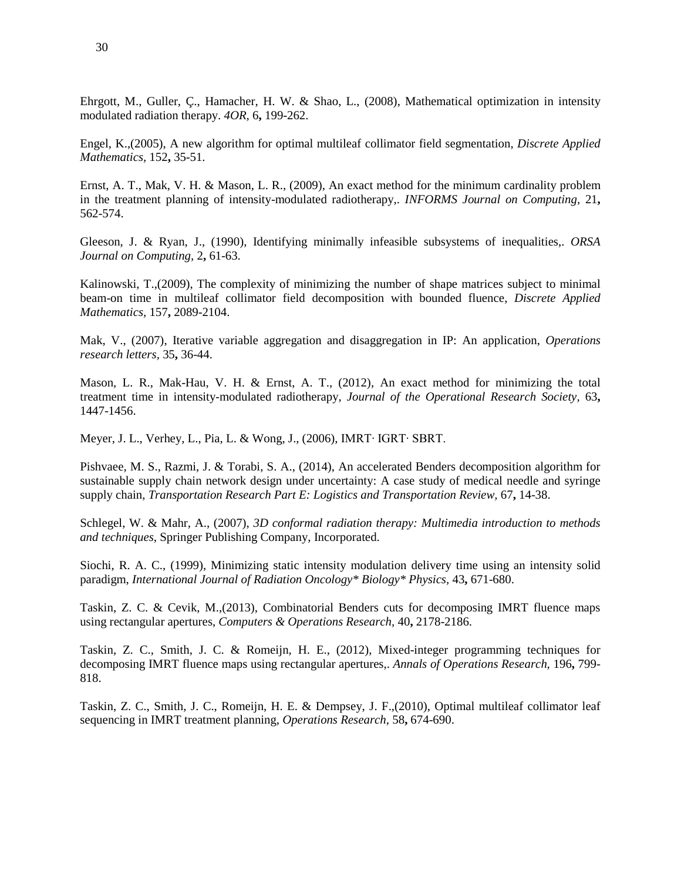Ehrgott, M., Guller, Ç., Hamacher, H. W. & Shao, L., (2008), Mathematical optimization in intensity modulated radiation therapy. *4OR,* 6**,** 199-262.

Engel, K.,(2005), A new algorithm for optimal multileaf collimator field segmentation, *Discrete Applied Mathematics,* 152**,** 35-51.

Ernst, A. T., Mak, V. H. & Mason, L. R., (2009), An exact method for the minimum cardinality problem in the treatment planning of intensity-modulated radiotherapy,. *INFORMS Journal on Computing,* 21**,** 562-574.

Gleeson, J. & Ryan, J., (1990), Identifying minimally infeasible subsystems of inequalities,. *ORSA Journal on Computing,* 2**,** 61-63.

Kalinowski, T.,(2009), The complexity of minimizing the number of shape matrices subject to minimal beam-on time in multileaf collimator field decomposition with bounded fluence, *Discrete Applied Mathematics,* 157**,** 2089-2104.

Mak, V., (2007), Iterative variable aggregation and disaggregation in IP: An application, *Operations research letters,* 35**,** 36-44.

Mason, L. R., Mak-Hau, V. H. & Ernst, A. T., (2012), An exact method for minimizing the total treatment time in intensity-modulated radiotherapy, *Journal of the Operational Research Society,* 63**,** 1447-1456.

Meyer, J. L., Verhey, L., Pia, L. & Wong, J., (2006), IMRT· IGRT· SBRT.

Pishvaee, M. S., Razmi, J. & Torabi, S. A., (2014), An accelerated Benders decomposition algorithm for sustainable supply chain network design under uncertainty: A case study of medical needle and syringe supply chain, *Transportation Research Part E: Logistics and Transportation Review,* 67**,** 14-38.

Schlegel, W. & Mahr, A., (2007), *3D conformal radiation therapy: Multimedia introduction to methods and techniques*, Springer Publishing Company, Incorporated.

Siochi, R. A. C., (1999), Minimizing static intensity modulation delivery time using an intensity solid paradigm, *International Journal of Radiation Oncology\* Biology\* Physics,* 43**,** 671-680.

Taskin, Z. C. & Cevik, M.,(2013), Combinatorial Benders cuts for decomposing IMRT fluence maps using rectangular apertures, *Computers & Operations Research,* 40**,** 2178-2186.

Taskin, Z. C., Smith, J. C. & Romeijn, H. E., (2012), Mixed-integer programming techniques for decomposing IMRT fluence maps using rectangular apertures,. *Annals of Operations Research,* 196**,** 799-818.

Taskin, Z. C., Smith, J. C., Romeijn, H. E. & Dempsey, J. F.,(2010), Optimal multileaf collimator leaf sequencing in IMRT treatment planning, *Operations Research,* 58**,** 674-690.